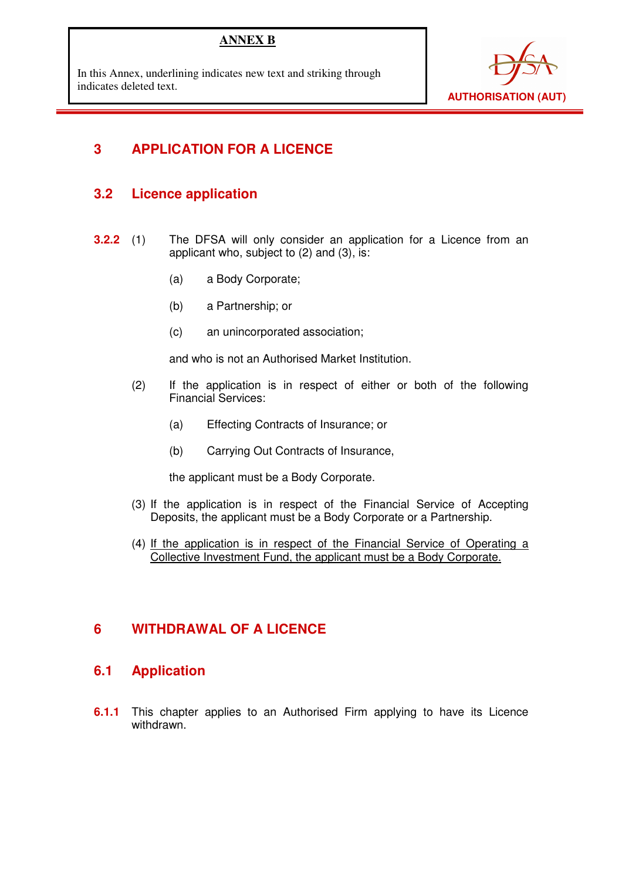**ANNEX B**

In this Annex, underlining indicates new text and striking through indicates deleted text.

AUTHORISATION (AUT)

## 3 APPLICATION FOR A LICENCE

### 3.2 Licence application

**3.2.2** (1) The DFSA will only consider an application for a Licence from an applicant who, subject to (2) and (3), is:

(a) a Body Corporate;

(b) a Partnership; or

(c) an unincorporated association;

and who is not an Authorised Market Institution.

(2) If the application is in respect of either or both of the following Financial Services:

(a) Effecting Contracts of Insurance; or

(b) Carrying Out Contracts of Insurance,

the applicant must be a Body Corporate.

(3) If the application is in respect of the Financial Service of Accepting Deposits, the applicant must be a Body Corporate or a Partnership.

(4) <u>If the application is in respect of the Financial Service of Operating a Collective Investment Fund, the applicant must be a Body Corporate.</u>

## 6 WITHDRAWAL OF A LICENCE

### 6.1 Application

**6.1.1** This chapter applies to an Authorised Firm applying to have its Licence withdrawn.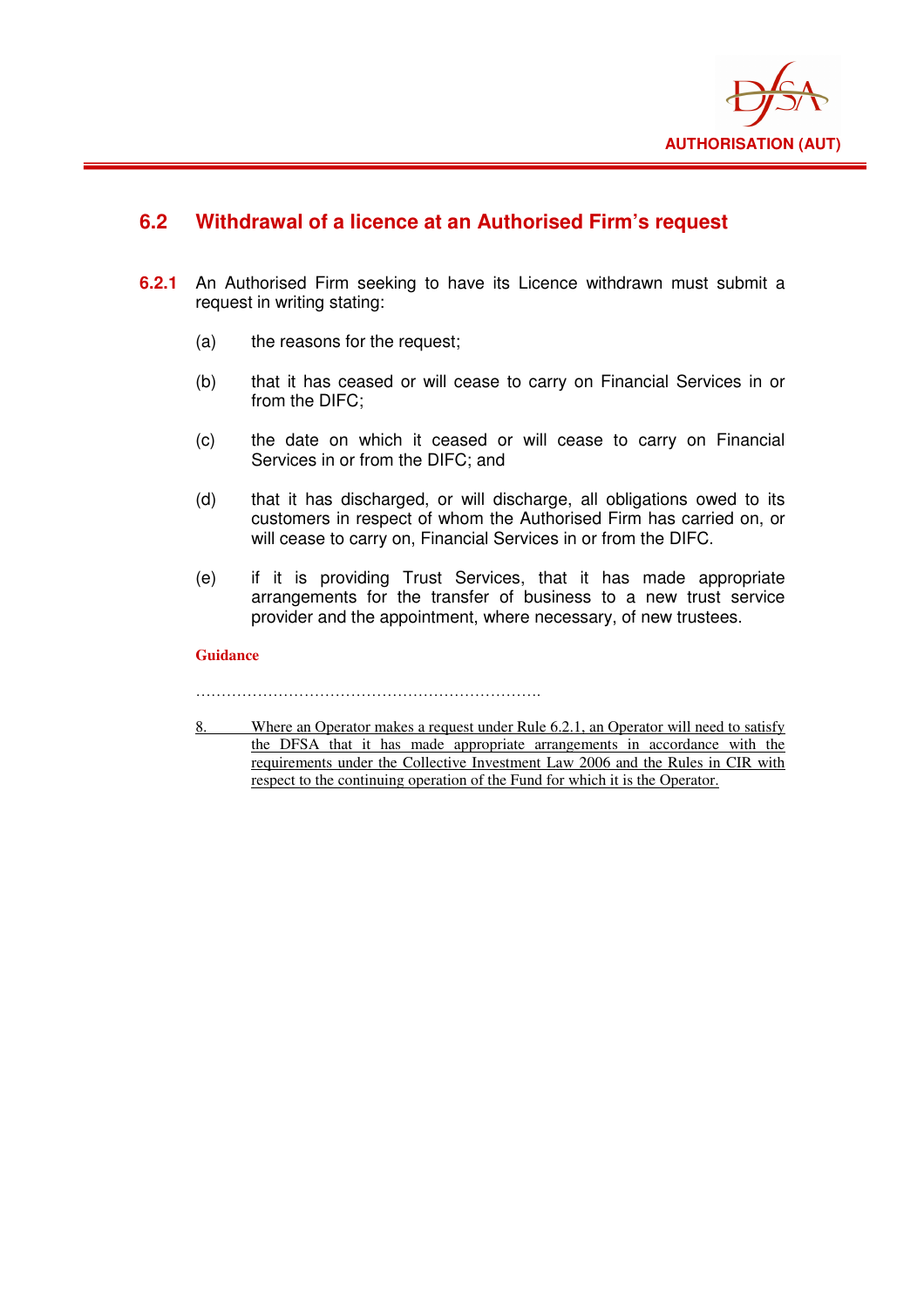## 6.2 Withdrawal of a licence at an Authorised Firm's request

**6.2.1** An Authorised Firm seeking to have its Licence withdrawn must submit a request in writing stating:

(a) the reasons for the request;

(b) that it has ceased or will cease to carry on Financial Services in or from the DIFC;

(c) the date on which it ceased or will cease to carry on Financial Services in or from the DIFC; and

(d) that it has discharged, or will discharge, all obligations owed to its customers in respect of whom the Authorised Firm has carried on, or will cease to carry on, Financial Services in or from the DIFC.

(e) if it is providing Trust Services, that it has made appropriate arrangements for the transfer of business to a new trust service provider and the appointment, where necessary, of new trustees.

**Guidance**

……………………………………………………….

8. Where an Operator makes a request under Rule 6.2.1, an Operator will need to satisfy the DFSA that it has made appropriate arrangements in accordance with the requirements under the Collective Investment Law 2006 and the Rules in CIR with respect to the continuing operation of the Fund for which it is the Operator.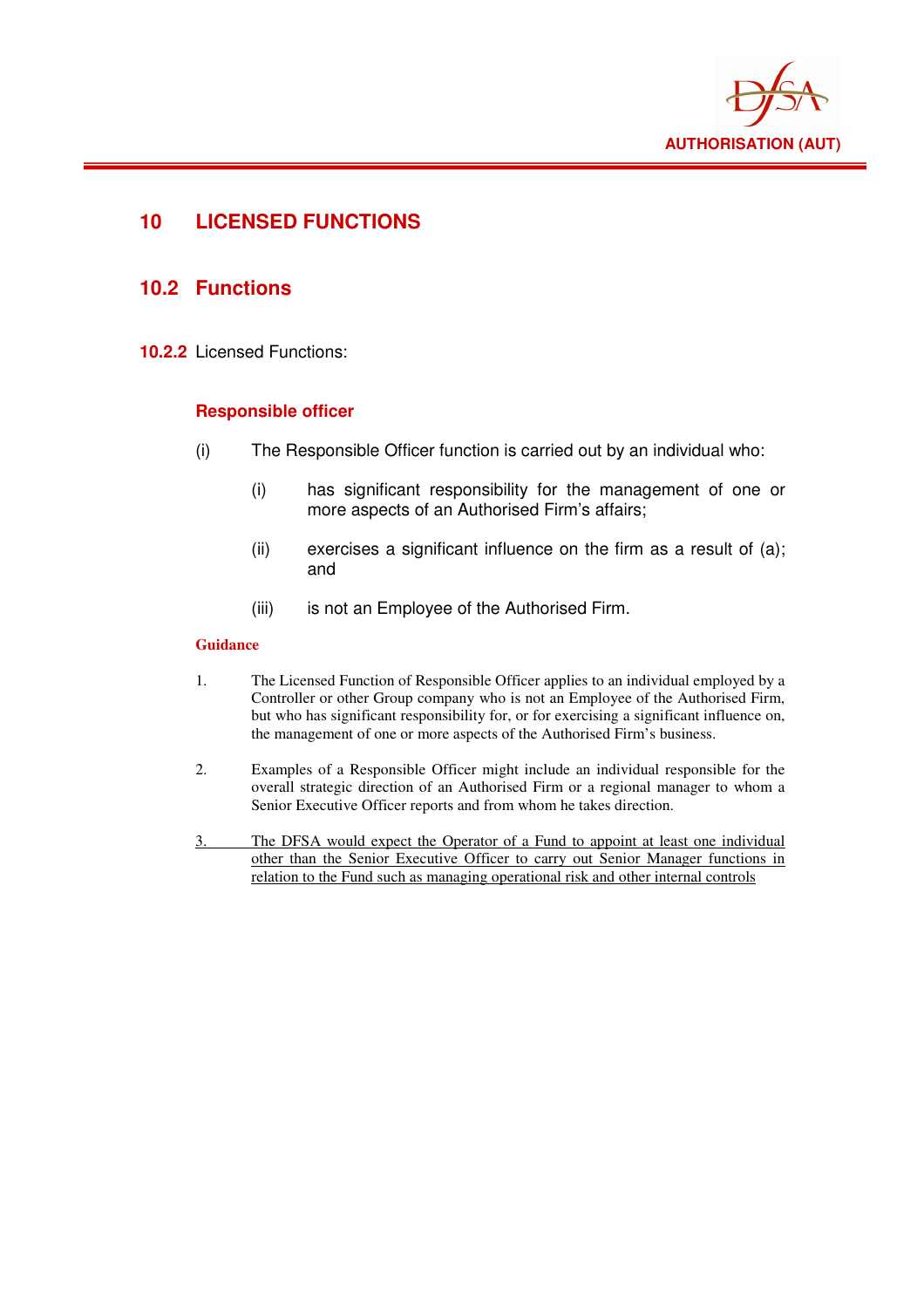# 10 LICENSED FUNCTIONS

## 10.2 Functions

**10.2.2** Licensed Functions:

### Responsible officer

(i) The Responsible Officer function is carried out by an individual who:

  (i) has significant responsibility for the management of one or more aspects of an Authorised Firm's affairs;

  (ii) exercises a significant influence on the firm as a result of (a); and

  (iii) is not an Employee of the Authorised Firm.

**Guidance**

1. The Licensed Function of Responsible Officer applies to an individual employed by a Controller or other Group company who is not an Employee of the Authorised Firm, but who has significant responsibility for, or for exercising a significant influence on, the management of one or more aspects of the Authorised Firm's business.

2. Examples of a Responsible Officer might include an individual responsible for the overall strategic direction of an Authorised Firm or a regional manager to whom a Senior Executive Officer reports and from whom he takes direction.

3. <u>The DFSA would expect the Operator of a Fund to appoint at least one individual other than the Senior Executive Officer to carry out Senior Manager functions in relation to the Fund such as managing operational risk and other internal controls</u>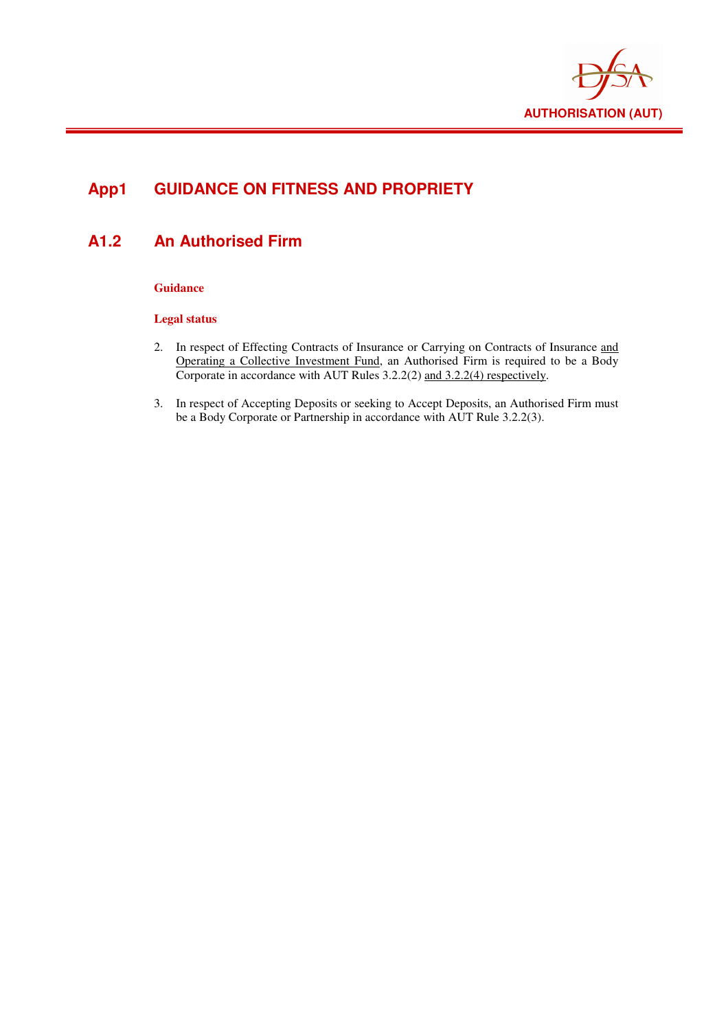# App1 GUIDANCE ON FITNESS AND PROPRIETY

## A1.2 An Authorised Firm

**Guidance**

**Legal status**

2. In respect of Effecting Contracts of Insurance or Carrying on Contracts of Insurance and Operating a Collective Investment Fund, an Authorised Firm is required to be a Body Corporate in accordance with AUT Rules 3.2.2(2) and 3.2.2(4) respectively.

3. In respect of Accepting Deposits or seeking to Accept Deposits, an Authorised Firm must be a Body Corporate or Partnership in accordance with AUT Rule 3.2.2(3).